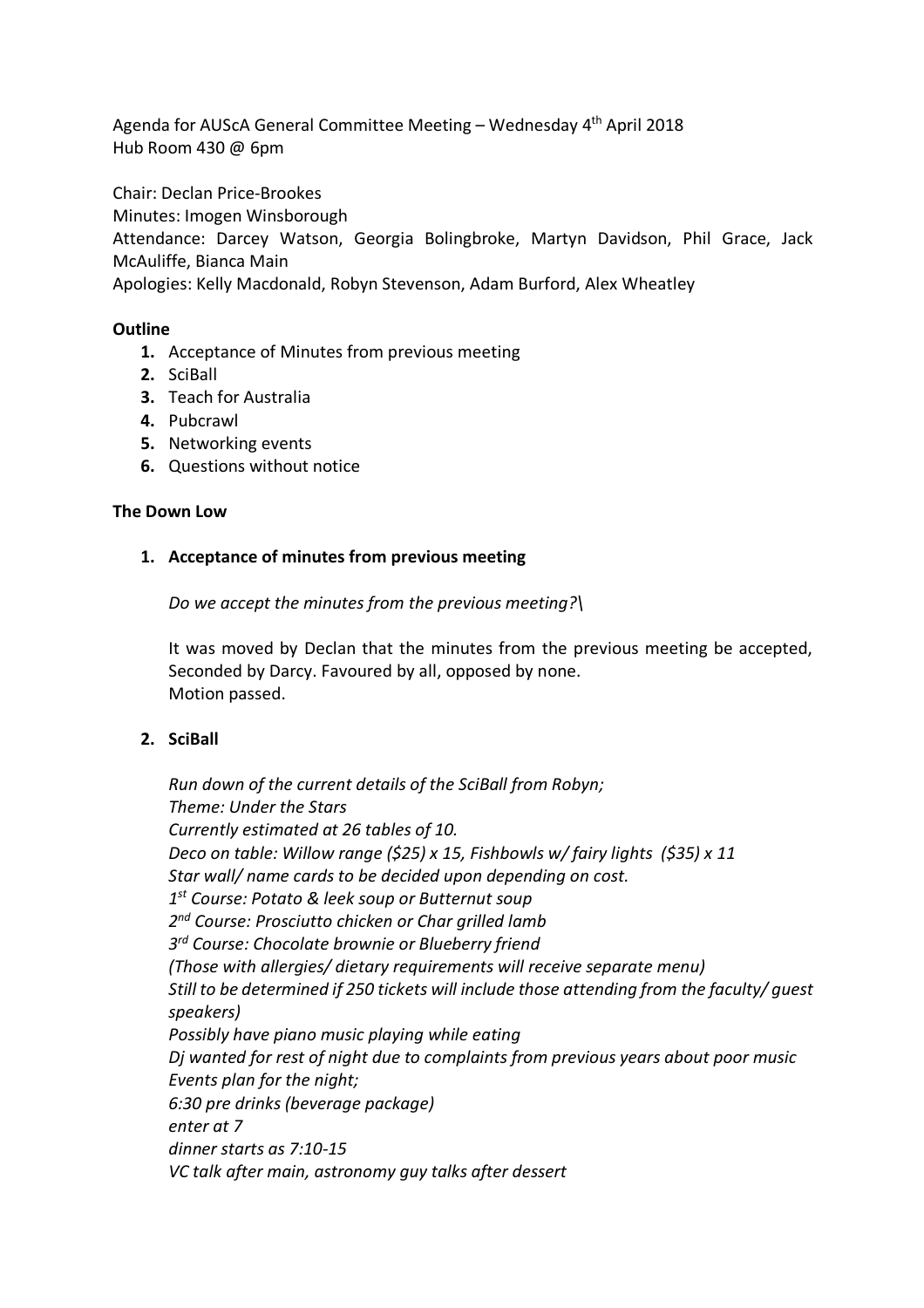Agenda for AUScA General Committee Meeting – Wednesday 4th April 2018
Hub Room 430 @ 6pm

Chair: Declan Price-Brookes
Minutes: Imogen Winsborough
Attendance: Darcey Watson, Georgia Bolingbroke, Martyn Davidson, Phil Grace, Jack McAuliffe, Bianca Main
Apologies: Kelly Macdonald, Robyn Stevenson, Adam Burford, Alex Wheatley

**Outline**

1. Acceptance of Minutes from previous meeting
2. SciBall
3. Teach for Australia
4. Pubcrawl
5. Networking events
6. Questions without notice

**The Down Low**

1. **Acceptance of minutes from previous meeting**

   *Do we accept the minutes from the previous meeting?\*

   It was moved by Declan that the minutes from the previous meeting be accepted, Seconded by Darcy. Favoured by all, opposed by none.
   Motion passed.

2. **SciBall**

   *Run down of the current details of the SciBall from Robyn;*
   *Theme: Under the Stars*
   *Currently estimated at 26 tables of 10.*
   *Deco on table: Willow range ($25) x 15, Fishbowls w/ fairy lights ($35) x 11*
   *Star wall/ name cards to be decided upon depending on cost.*
   *1st Course: Potato & leek soup or Butternut soup*
   *2nd Course: Prosciutto chicken or Char grilled lamb*
   *3rd Course: Chocolate brownie or Blueberry friend*
   *(Those with allergies/ dietary requirements will receive separate menu)*
   *Still to be determined if 250 tickets will include those attending from the faculty/ guest speakers)*
   *Possibly have piano music playing while eating*
   *Dj wanted for rest of night due to complaints from previous years about poor music*
   *Events plan for the night;*
   *6:30 pre drinks (beverage package)*
   *enter at 7*
   *dinner starts as 7:10-15*
   *VC talk after main, astronomy guy talks after dessert*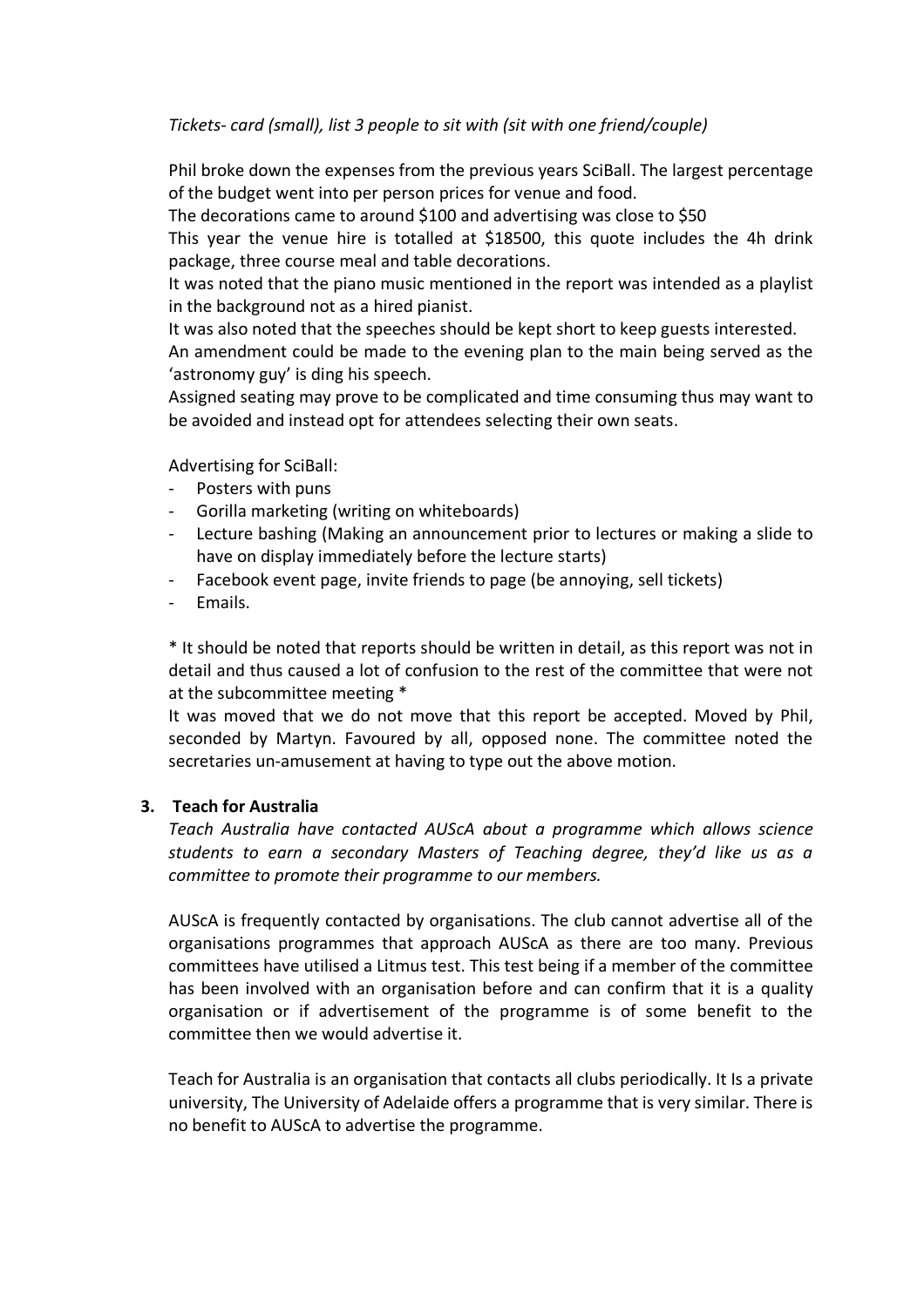*Tickets- card (small), list 3 people to sit with (sit with one friend/couple)*

Phil broke down the expenses from the previous years SciBall. The largest percentage of the budget went into per person prices for venue and food.

The decorations came to around $100 and advertising was close to $50

This year the venue hire is totalled at $18500, this quote includes the 4h drink package, three course meal and table decorations.

It was noted that the piano music mentioned in the report was intended as a playlist in the background not as a hired pianist.

It was also noted that the speeches should be kept short to keep guests interested.

An amendment could be made to the evening plan to the main being served as the 'astronomy guy' is ding his speech.

Assigned seating may prove to be complicated and time consuming thus may want to be avoided and instead opt for attendees selecting their own seats.

Advertising for SciBall:

- Posters with puns
- Gorilla marketing (writing on whiteboards)
- Lecture bashing (Making an announcement prior to lectures or making a slide to have on display immediately before the lecture starts)
- Facebook event page, invite friends to page (be annoying, sell tickets)
- Emails.

* It should be noted that reports should be written in detail, as this report was not in detail and thus caused a lot of confusion to the rest of the committee that were not at the subcommittee meeting *

It was moved that we do not move that this report be accepted. Moved by Phil, seconded by Martyn. Favoured by all, opposed none. The committee noted the secretaries un-amusement at having to type out the above motion.

### 3. Teach for Australia

*Teach Australia have contacted AUScA about a programme which allows science students to earn a secondary Masters of Teaching degree, they'd like us as a committee to promote their programme to our members.*

AUScA is frequently contacted by organisations. The club cannot advertise all of the organisations programmes that approach AUScA as there are too many. Previous committees have utilised a Litmus test. This test being if a member of the committee has been involved with an organisation before and can confirm that it is a quality organisation or if advertisement of the programme is of some benefit to the committee then we would advertise it.

Teach for Australia is an organisation that contacts all clubs periodically. It Is a private university, The University of Adelaide offers a programme that is very similar. There is no benefit to AUScA to advertise the programme.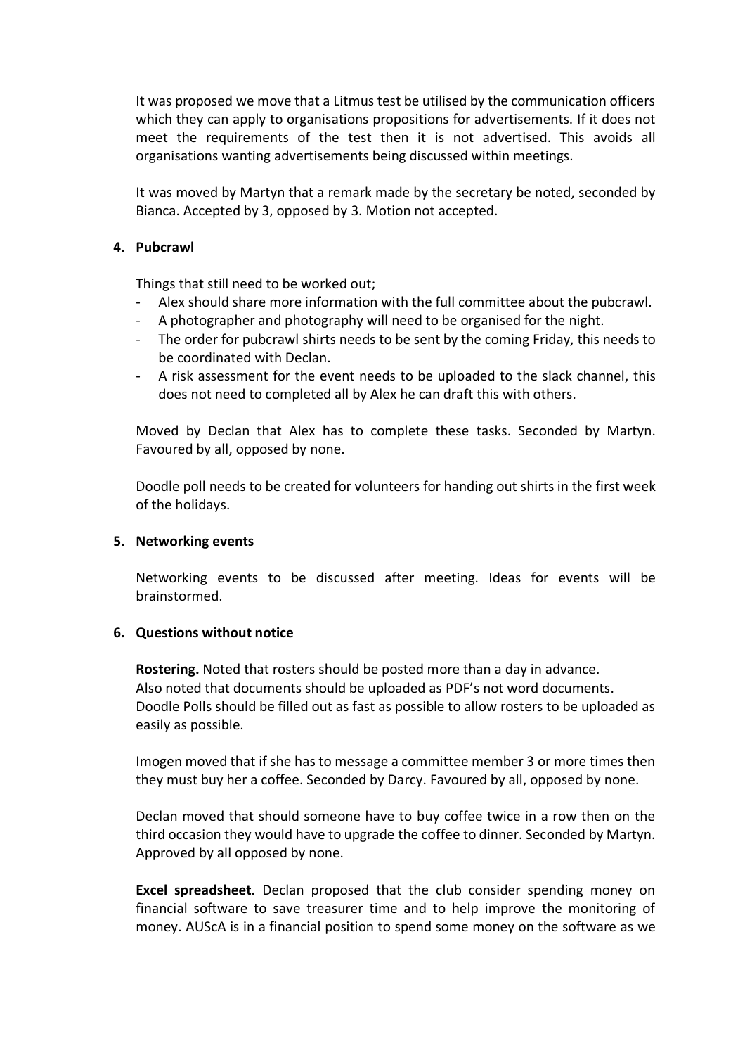It was proposed we move that a Litmus test be utilised by the communication officers which they can apply to organisations propositions for advertisements. If it does not meet the requirements of the test then it is not advertised. This avoids all organisations wanting advertisements being discussed within meetings.

It was moved by Martyn that a remark made by the secretary be noted, seconded by Bianca. Accepted by 3, opposed by 3. Motion not accepted.

**4. Pubcrawl**

Things that still need to be worked out;

- Alex should share more information with the full committee about the pubcrawl.
- A photographer and photography will need to be organised for the night.
- The order for pubcrawl shirts needs to be sent by the coming Friday, this needs to be coordinated with Declan.
- A risk assessment for the event needs to be uploaded to the slack channel, this does not need to completed all by Alex he can draft this with others.

Moved by Declan that Alex has to complete these tasks. Seconded by Martyn. Favoured by all, opposed by none.

Doodle poll needs to be created for volunteers for handing out shirts in the first week of the holidays.

**5. Networking events**

Networking events to be discussed after meeting. Ideas for events will be brainstormed.

**6. Questions without notice**

**Rostering.** Noted that rosters should be posted more than a day in advance.
Also noted that documents should be uploaded as PDF's not word documents.
Doodle Polls should be filled out as fast as possible to allow rosters to be uploaded as easily as possible.

Imogen moved that if she has to message a committee member 3 or more times then they must buy her a coffee. Seconded by Darcy. Favoured by all, opposed by none.

Declan moved that should someone have to buy coffee twice in a row then on the third occasion they would have to upgrade the coffee to dinner. Seconded by Martyn. Approved by all opposed by none.

**Excel spreadsheet.** Declan proposed that the club consider spending money on financial software to save treasurer time and to help improve the monitoring of money. AUScA is in a financial position to spend some money on the software as we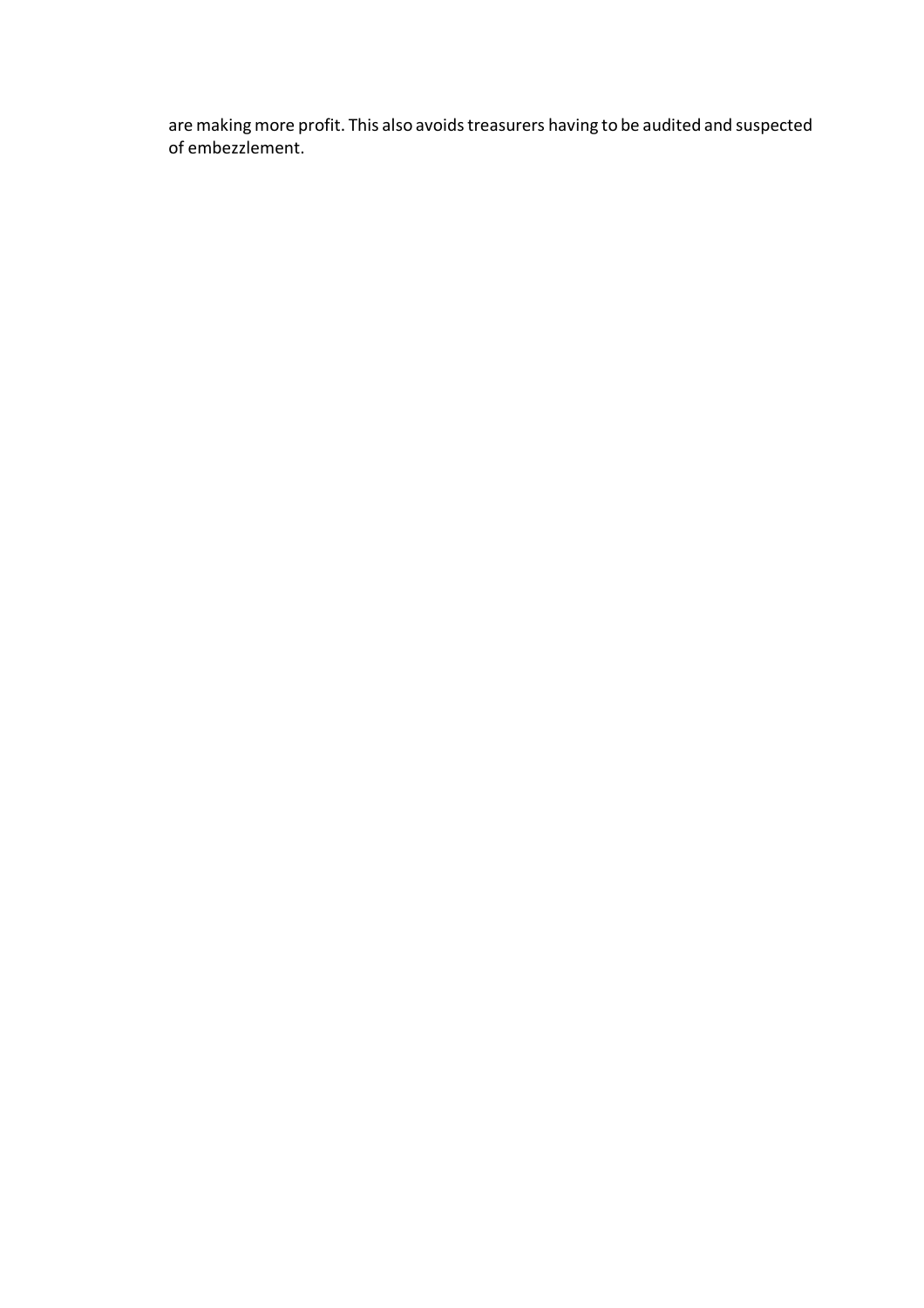are making more profit. This also avoids treasurers having to be audited and suspected of embezzlement.